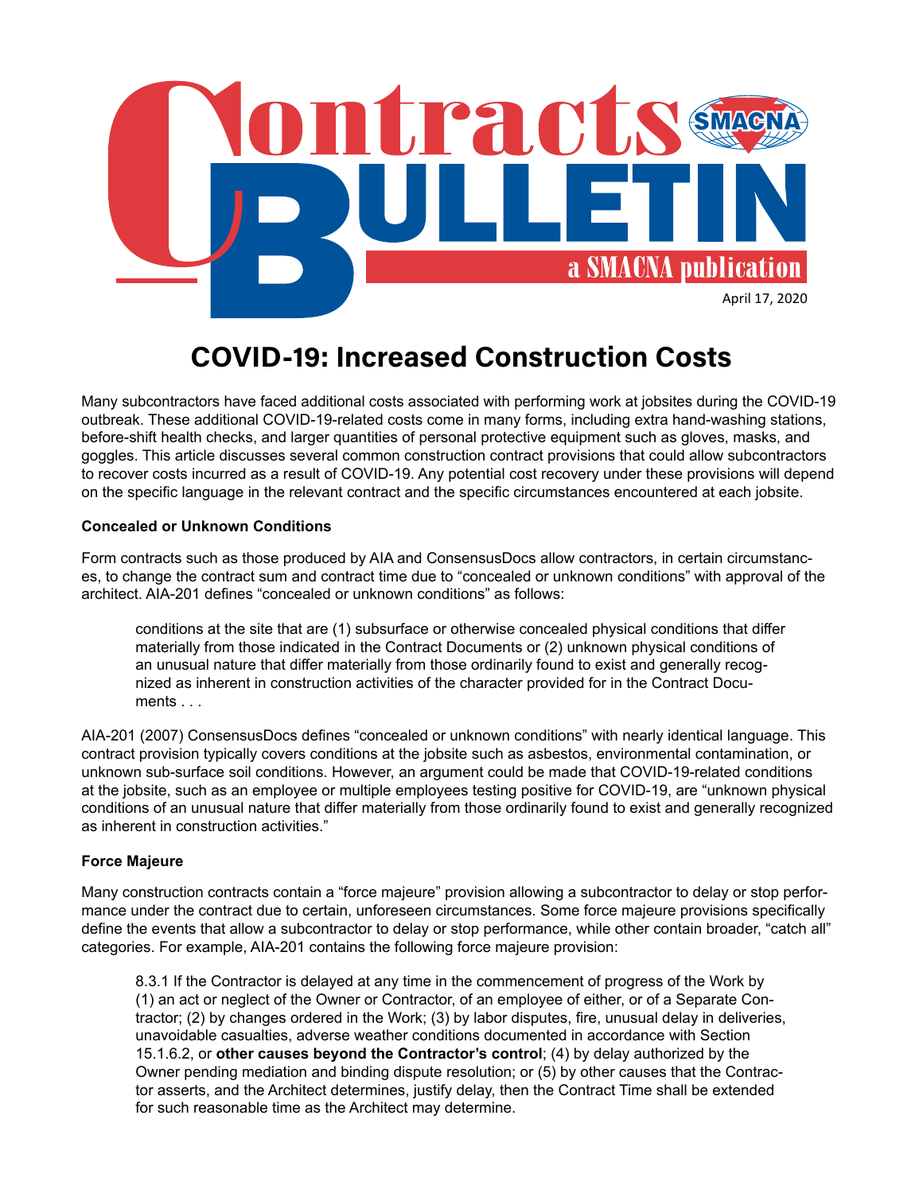# Contracts BULLETIN

a SMACNA publication

April 17, 2020

## COVID-19: Increased Construction Costs

Many subcontractors have faced additional costs associated with performing work at jobsites during the COVID-19 outbreak. These additional COVID-19-related costs come in many forms, including extra hand-washing stations, before-shift health checks, and larger quantities of personal protective equipment such as gloves, masks, and goggles. This article discusses several common construction contract provisions that could allow subcontractors to recover costs incurred as a result of COVID-19. Any potential cost recovery under these provisions will depend on the specific language in the relevant contract and the specific circumstances encountered at each jobsite.

**Concealed or Unknown Conditions**

Form contracts such as those produced by AIA and ConsensusDocs allow contractors, in certain circumstances, to change the contract sum and contract time due to "concealed or unknown conditions" with approval of the architect. AIA-201 defines "concealed or unknown conditions" as follows:

> conditions at the site that are (1) subsurface or otherwise concealed physical conditions that differ materially from those indicated in the Contract Documents or (2) unknown physical conditions of an unusual nature that differ materially from those ordinarily found to exist and generally recognized as inherent in construction activities of the character provided for in the Contract Documents . . .

AIA-201 (2007) ConsensusDocs defines "concealed or unknown conditions" with nearly identical language. This contract provision typically covers conditions at the jobsite such as asbestos, environmental contamination, or unknown sub-surface soil conditions. However, an argument could be made that COVID-19-related conditions at the jobsite, such as an employee or multiple employees testing positive for COVID-19, are "unknown physical conditions of an unusual nature that differ materially from those ordinarily found to exist and generally recognized as inherent in construction activities."

**Force Majeure**

Many construction contracts contain a "force majeure" provision allowing a subcontractor to delay or stop performance under the contract due to certain, unforeseen circumstances. Some force majeure provisions specifically define the events that allow a subcontractor to delay or stop performance, while other contain broader, "catch all" categories. For example, AIA-201 contains the following force majeure provision:

> 8.3.1 If the Contractor is delayed at any time in the commencement of progress of the Work by (1) an act or neglect of the Owner or Contractor, of an employee of either, or of a Separate Contractor; (2) by changes ordered in the Work; (3) by labor disputes, fire, unusual delay in deliveries, unavoidable casualties, adverse weather conditions documented in accordance with Section 15.1.6.2, or **other causes beyond the Contractor's control**; (4) by delay authorized by the Owner pending mediation and binding dispute resolution; or (5) by other causes that the Contractor asserts, and the Architect determines, justify delay, then the Contract Time shall be extended for such reasonable time as the Architect may determine.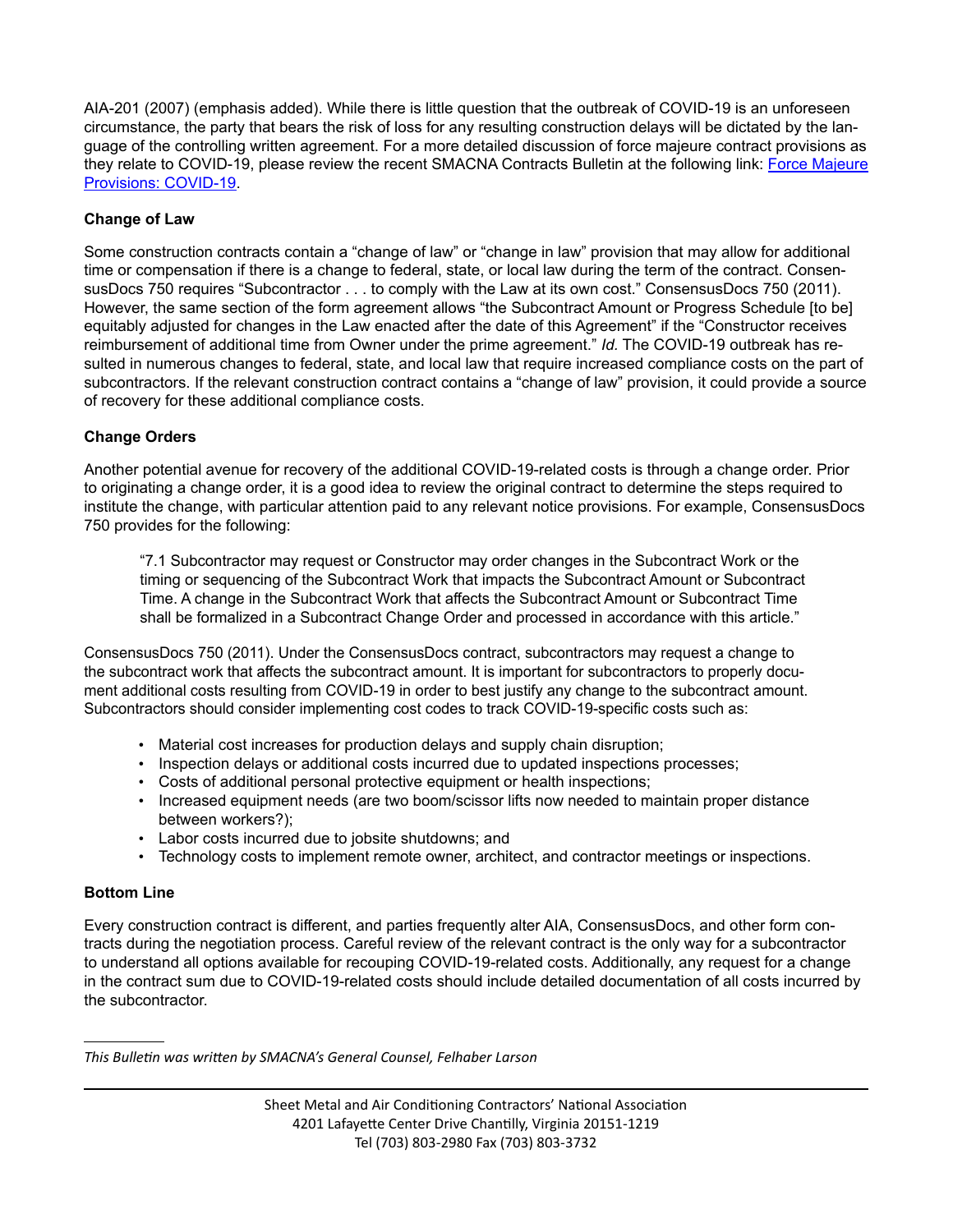AIA-201 (2007) (emphasis added). While there is little question that the outbreak of COVID-19 is an unforeseen circumstance, the party that bears the risk of loss for any resulting construction delays will be dictated by the language of the controlling written agreement. For a more detailed discussion of force majeure contract provisions as they relate to COVID-19, please review the recent SMACNA Contracts Bulletin at the following link: [Force Majeure Provisions: COVID-19](#).

### Change of Law

Some construction contracts contain a "change of law" or "change in law" provision that may allow for additional time or compensation if there is a change to federal, state, or local law during the term of the contract. ConsensusDocs 750 requires "Subcontractor . . . to comply with the Law at its own cost." ConsensusDocs 750 (2011). However, the same section of the form agreement allows "the Subcontract Amount or Progress Schedule [to be] equitably adjusted for changes in the Law enacted after the date of this Agreement" if the "Constructor receives reimbursement of additional time from Owner under the prime agreement." *Id.* The COVID-19 outbreak has resulted in numerous changes to federal, state, and local law that require increased compliance costs on the part of subcontractors. If the relevant construction contract contains a "change of law" provision, it could provide a source of recovery for these additional compliance costs.

### Change Orders

Another potential avenue for recovery of the additional COVID-19-related costs is through a change order. Prior to originating a change order, it is a good idea to review the original contract to determine the steps required to institute the change, with particular attention paid to any relevant notice provisions. For example, ConsensusDocs 750 provides for the following:

> "7.1 Subcontractor may request or Constructor may order changes in the Subcontract Work or the timing or sequencing of the Subcontract Work that impacts the Subcontract Amount or Subcontract Time. A change in the Subcontract Work that affects the Subcontract Amount or Subcontract Time shall be formalized in a Subcontract Change Order and processed in accordance with this article."

ConsensusDocs 750 (2011). Under the ConsensusDocs contract, subcontractors may request a change to the subcontract work that affects the subcontract amount. It is important for subcontractors to properly document additional costs resulting from COVID-19 in order to best justify any change to the subcontract amount. Subcontractors should consider implementing cost codes to track COVID-19-specific costs such as:

- Material cost increases for production delays and supply chain disruption;
- Inspection delays or additional costs incurred due to updated inspections processes;
- Costs of additional personal protective equipment or health inspections;
- Increased equipment needs (are two boom/scissor lifts now needed to maintain proper distance between workers?);
- Labor costs incurred due to jobsite shutdowns; and
- Technology costs to implement remote owner, architect, and contractor meetings or inspections.

### Bottom Line

Every construction contract is different, and parties frequently alter AIA, ConsensusDocs, and other form contracts during the negotiation process. Careful review of the relevant contract is the only way for a subcontractor to understand all options available for recouping COVID-19-related costs. Additionally, any request for a change in the contract sum due to COVID-19-related costs should include detailed documentation of all costs incurred by the subcontractor.

---

*This Bulletin was written by SMACNA's General Counsel, Felhaber Larson*

Sheet Metal and Air Conditioning Contractors' National Association
4201 Lafayette Center Drive Chantilly, Virginia 20151-1219
Tel (703) 803-2980 Fax (703) 803-3732